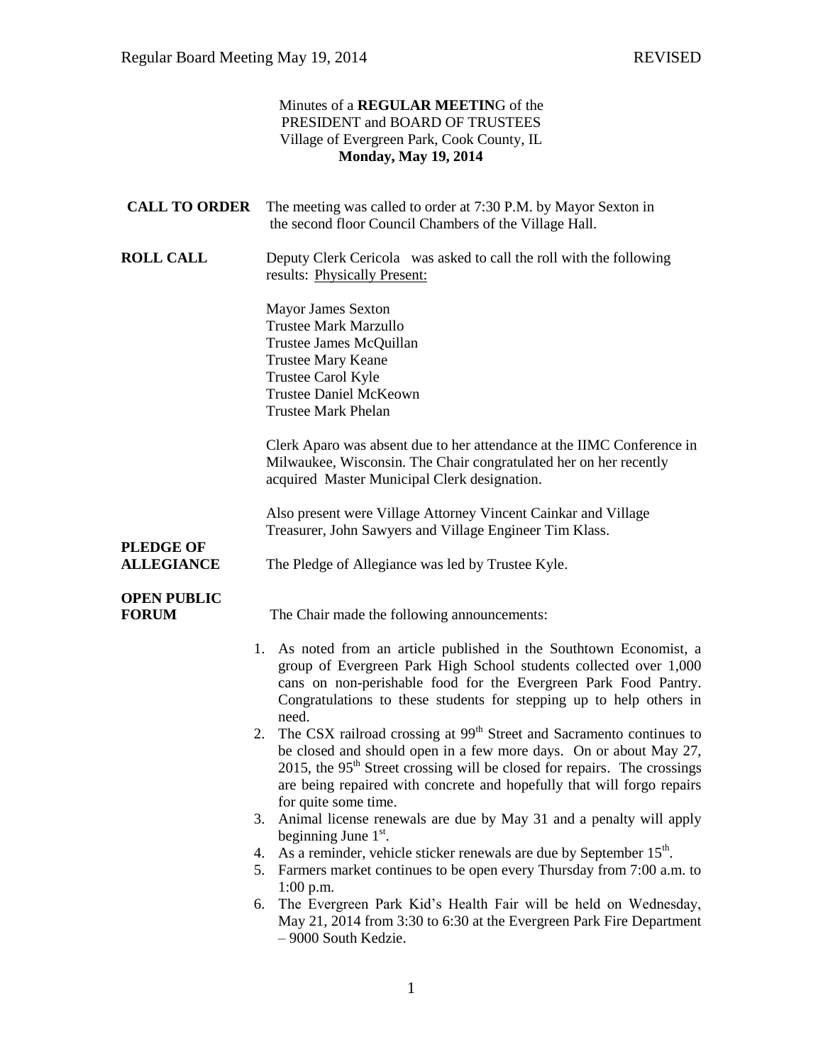Minutes of a **REGULAR MEETIN**G of the
PRESIDENT and BOARD OF TRUSTEES
Village of Evergreen Park, Cook County, IL
**Monday, May 19, 2014**

**CALL TO ORDER** The meeting was called to order at 7:30 P.M. by Mayor Sexton in the second floor Council Chambers of the Village Hall.

**ROLL CALL** Deputy Clerk Cericola was asked to call the roll with the following results: Physically Present:

Mayor James Sexton
Trustee Mark Marzullo
Trustee James McQuillan
Trustee Mary Keane
Trustee Carol Kyle
Trustee Daniel McKeown
Trustee Mark Phelan

Clerk Aparo was absent due to her attendance at the IIMC Conference in Milwaukee, Wisconsin. The Chair congratulated her on her recently acquired Master Municipal Clerk designation.

Also present were Village Attorney Vincent Cainkar and Village Treasurer, John Sawyers and Village Engineer Tim Klass.

**PLEDGE OF ALLEGIANCE** The Pledge of Allegiance was led by Trustee Kyle.

**OPEN PUBLIC FORUM** The Chair made the following announcements:

1. As noted from an article published in the Southtown Economist, a group of Evergreen Park High School students collected over 1,000 cans on non-perishable food for the Evergreen Park Food Pantry. Congratulations to these students for stepping up to help others in need.
2. The CSX railroad crossing at 99th Street and Sacramento continues to be closed and should open in a few more days. On or about May 27, 2015, the 95th Street crossing will be closed for repairs. The crossings are being repaired with concrete and hopefully that will forgo repairs for quite some time.
3. Animal license renewals are due by May 31 and a penalty will apply beginning June 1st.
4. As a reminder, vehicle sticker renewals are due by September 15th.
5. Farmers market continues to be open every Thursday from 7:00 a.m. to 1:00 p.m.
6. The Evergreen Park Kid's Health Fair will be held on Wednesday, May 21, 2014 from 3:30 to 6:30 at the Evergreen Park Fire Department – 9000 South Kedzie.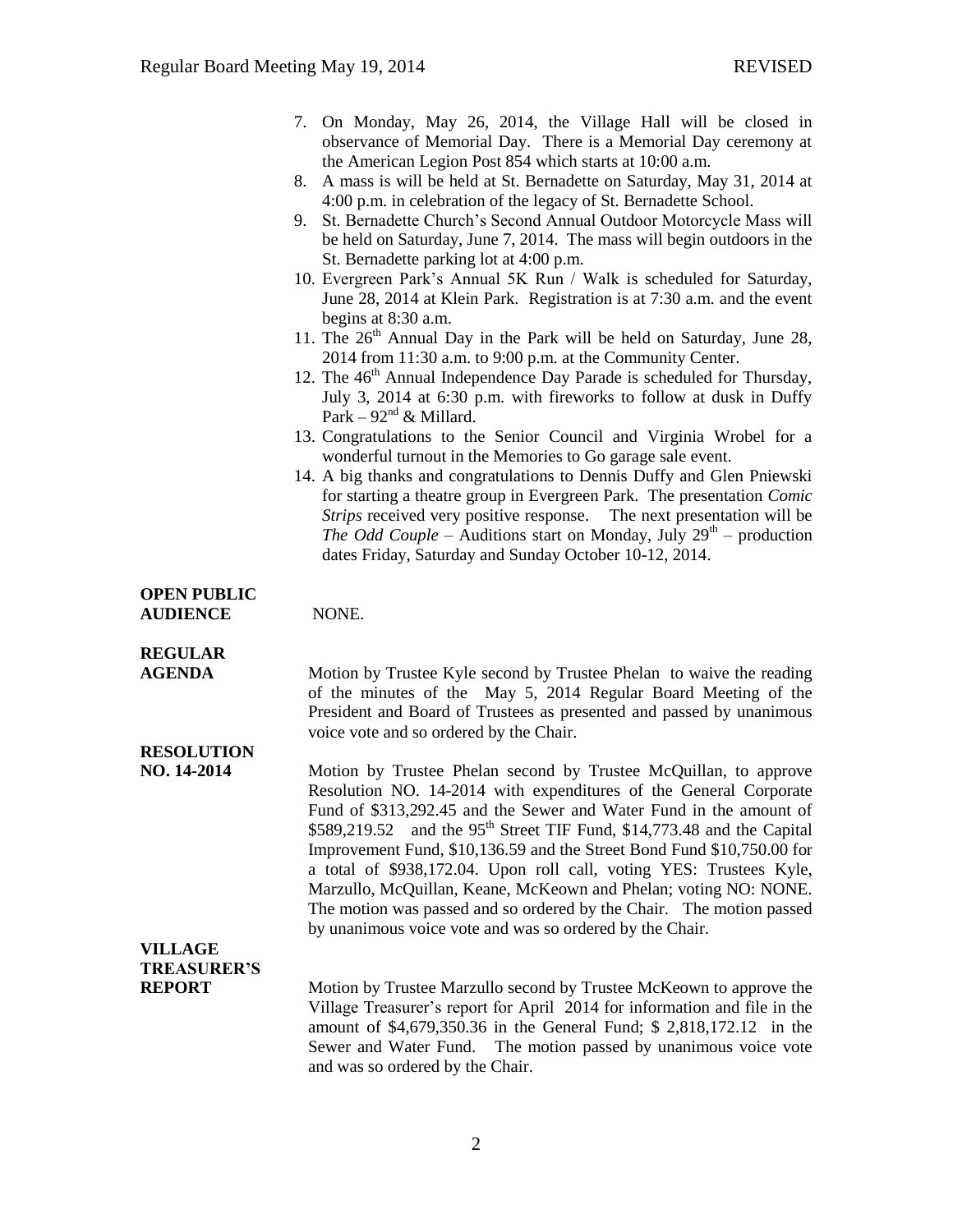7. On Monday, May 26, 2014, the Village Hall will be closed in observance of Memorial Day. There is a Memorial Day ceremony at the American Legion Post 854 which starts at 10:00 a.m.
8. A mass is will be held at St. Bernadette on Saturday, May 31, 2014 at 4:00 p.m. in celebration of the legacy of St. Bernadette School.
9. St. Bernadette Church's Second Annual Outdoor Motorcycle Mass will be held on Saturday, June 7, 2014. The mass will begin outdoors in the St. Bernadette parking lot at 4:00 p.m.
10. Evergreen Park's Annual 5K Run / Walk is scheduled for Saturday, June 28, 2014 at Klein Park. Registration is at 7:30 a.m. and the event begins at 8:30 a.m.
11. The 26th Annual Day in the Park will be held on Saturday, June 28, 2014 from 11:30 a.m. to 9:00 p.m. at the Community Center.
12. The 46th Annual Independence Day Parade is scheduled for Thursday, July 3, 2014 at 6:30 p.m. with fireworks to follow at dusk in Duffy Park – 92nd & Millard.
13. Congratulations to the Senior Council and Virginia Wrobel for a wonderful turnout in the Memories to Go garage sale event.
14. A big thanks and congratulations to Dennis Duffy and Glen Pniewski for starting a theatre group in Evergreen Park. The presentation *Comic Strips* received very positive response. The next presentation will be *The Odd Couple* – Auditions start on Monday, July 29th – production dates Friday, Saturday and Sunday October 10-12, 2014.

**OPEN PUBLIC AUDIENCE**

NONE.

**REGULAR AGENDA**

Motion by Trustee Kyle second by Trustee Phelan to waive the reading of the minutes of the May 5, 2014 Regular Board Meeting of the President and Board of Trustees as presented and passed by unanimous voice vote and so ordered by the Chair.

**RESOLUTION NO. 14-2014**

Motion by Trustee Phelan second by Trustee McQuillan, to approve Resolution NO. 14-2014 with expenditures of the General Corporate Fund of $313,292.45 and the Sewer and Water Fund in the amount of $589,219.52 and the 95th Street TIF Fund, $14,773.48 and the Capital Improvement Fund, $10,136.59 and the Street Bond Fund $10,750.00 for a total of $938,172.04. Upon roll call, voting YES: Trustees Kyle, Marzullo, McQuillan, Keane, McKeown and Phelan; voting NO: NONE. The motion was passed and so ordered by the Chair. The motion passed by unanimous voice vote and was so ordered by the Chair.

**VILLAGE TREASURER'S REPORT**

Motion by Trustee Marzullo second by Trustee McKeown to approve the Village Treasurer's report for April 2014 for information and file in the amount of $4,679,350.36 in the General Fund; $ 2,818,172.12 in the Sewer and Water Fund. The motion passed by unanimous voice vote and was so ordered by the Chair.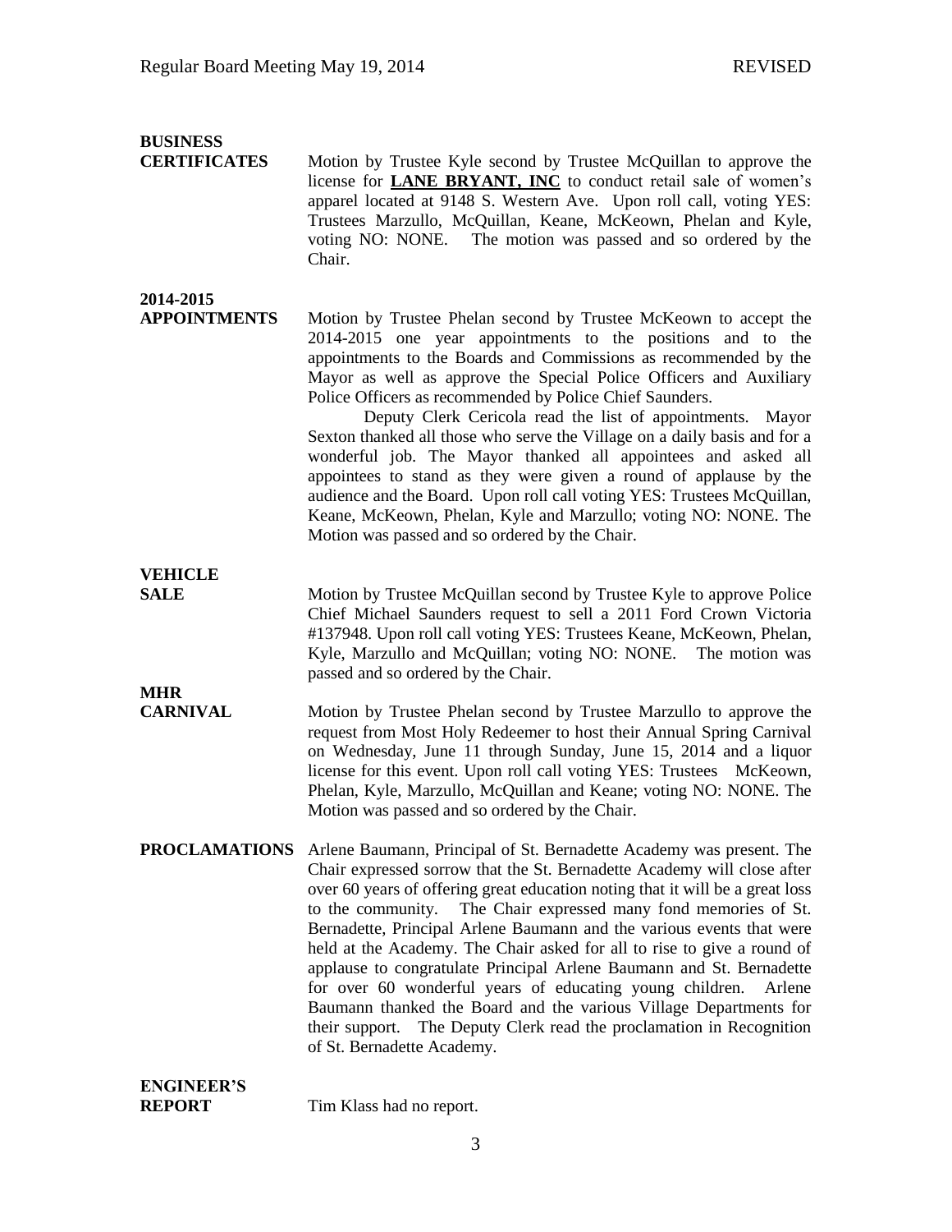**BUSINESS CERTIFICATES**

Motion by Trustee Kyle second by Trustee McQuillan to approve the license for **LANE BRYANT, INC** to conduct retail sale of women's apparel located at 9148 S. Western Ave. Upon roll call, voting YES: Trustees Marzullo, McQuillan, Keane, McKeown, Phelan and Kyle, voting NO: NONE. The motion was passed and so ordered by the Chair.

**2014-2015 APPOINTMENTS**

Motion by Trustee Phelan second by Trustee McKeown to accept the 2014-2015 one year appointments to the positions and to the appointments to the Boards and Commissions as recommended by the Mayor as well as approve the Special Police Officers and Auxiliary Police Officers as recommended by Police Chief Saunders.

Deputy Clerk Cericola read the list of appointments. Mayor Sexton thanked all those who serve the Village on a daily basis and for a wonderful job. The Mayor thanked all appointees and asked all appointees to stand as they were given a round of applause by the audience and the Board. Upon roll call voting YES: Trustees McQuillan, Keane, McKeown, Phelan, Kyle and Marzullo; voting NO: NONE. The Motion was passed and so ordered by the Chair.

**VEHICLE SALE**

Motion by Trustee McQuillan second by Trustee Kyle to approve Police Chief Michael Saunders request to sell a 2011 Ford Crown Victoria #137948. Upon roll call voting YES: Trustees Keane, McKeown, Phelan, Kyle, Marzullo and McQuillan; voting NO: NONE. The motion was passed and so ordered by the Chair.

**MHR CARNIVAL**

Motion by Trustee Phelan second by Trustee Marzullo to approve the request from Most Holy Redeemer to host their Annual Spring Carnival on Wednesday, June 11 through Sunday, June 15, 2014 and a liquor license for this event. Upon roll call voting YES: Trustees McKeown, Phelan, Kyle, Marzullo, McQuillan and Keane; voting NO: NONE. The Motion was passed and so ordered by the Chair.

**PROCLAMATIONS**

Arlene Baumann, Principal of St. Bernadette Academy was present. The Chair expressed sorrow that the St. Bernadette Academy will close after over 60 years of offering great education noting that it will be a great loss to the community. The Chair expressed many fond memories of St. Bernadette, Principal Arlene Baumann and the various events that were held at the Academy. The Chair asked for all to rise to give a round of applause to congratulate Principal Arlene Baumann and St. Bernadette for over 60 wonderful years of educating young children. Arlene Baumann thanked the Board and the various Village Departments for their support. The Deputy Clerk read the proclamation in Recognition of St. Bernadette Academy.

**ENGINEER'S REPORT**

Tim Klass had no report.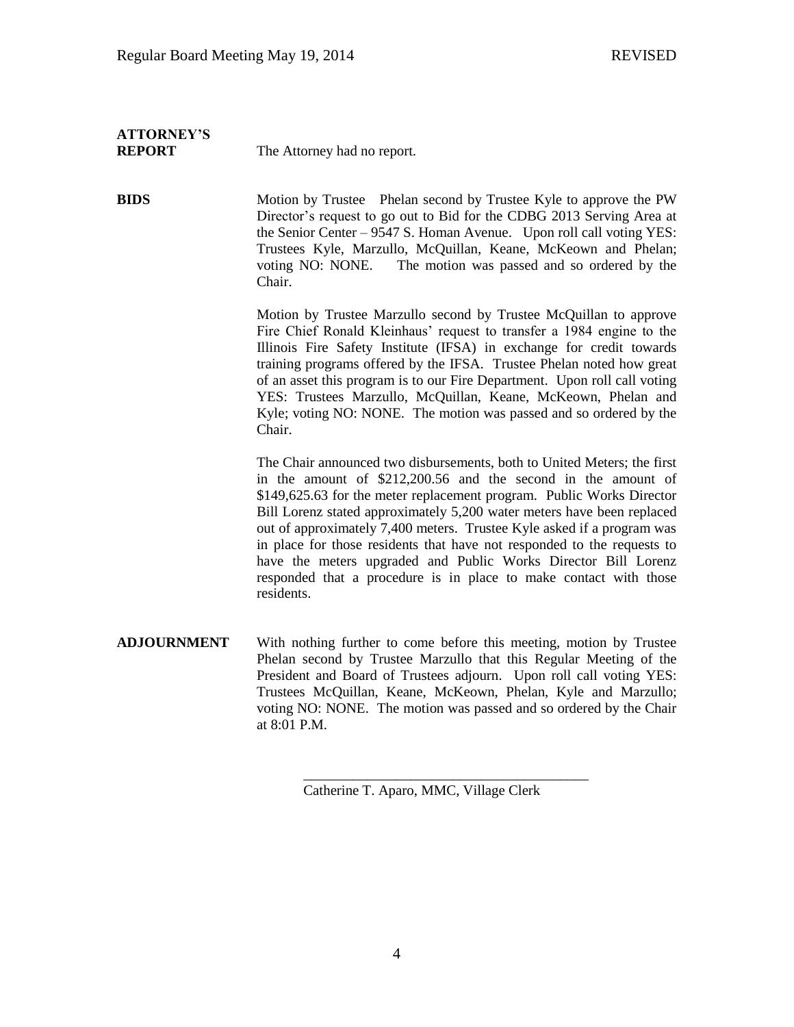**ATTORNEY'S REPORT**

The Attorney had no report.

**BIDS**

Motion by Trustee Phelan second by Trustee Kyle to approve the PW Director's request to go out to Bid for the CDBG 2013 Serving Area at the Senior Center – 9547 S. Homan Avenue. Upon roll call voting YES: Trustees Kyle, Marzullo, McQuillan, Keane, McKeown and Phelan; voting NO: NONE. The motion was passed and so ordered by the Chair.

Motion by Trustee Marzullo second by Trustee McQuillan to approve Fire Chief Ronald Kleinhaus' request to transfer a 1984 engine to the Illinois Fire Safety Institute (IFSA) in exchange for credit towards training programs offered by the IFSA. Trustee Phelan noted how great of an asset this program is to our Fire Department. Upon roll call voting YES: Trustees Marzullo, McQuillan, Keane, McKeown, Phelan and Kyle; voting NO: NONE. The motion was passed and so ordered by the Chair.

The Chair announced two disbursements, both to United Meters; the first in the amount of $212,200.56 and the second in the amount of $149,625.63 for the meter replacement program. Public Works Director Bill Lorenz stated approximately 5,200 water meters have been replaced out of approximately 7,400 meters. Trustee Kyle asked if a program was in place for those residents that have not responded to the requests to have the meters upgraded and Public Works Director Bill Lorenz responded that a procedure is in place to make contact with those residents.

**ADJOURNMENT**

With nothing further to come before this meeting, motion by Trustee Phelan second by Trustee Marzullo that this Regular Meeting of the President and Board of Trustees adjourn. Upon roll call voting YES: Trustees McQuillan, Keane, McKeown, Phelan, Kyle and Marzullo; voting NO: NONE. The motion was passed and so ordered by the Chair at 8:01 P.M.

\_\_\_\_\_\_\_\_\_\_\_\_\_\_\_\_\_\_\_\_\_\_\_\_\_\_\_\_\_\_\_\_\_\_\_\_\_\_\_\_

Catherine T. Aparo, MMC, Village Clerk